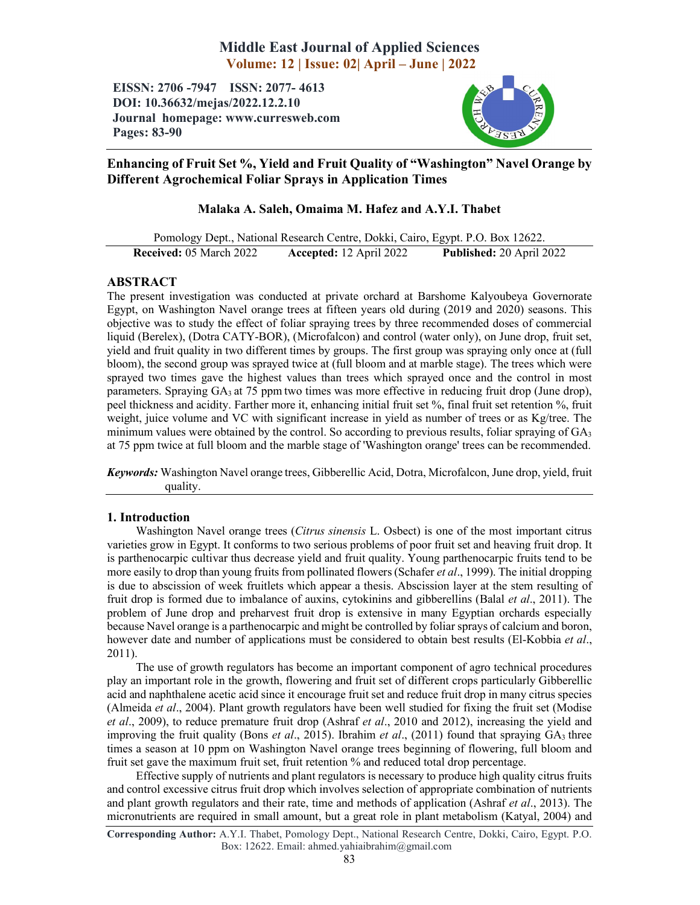# Middle East Journal of Applied Sciences

**Volume: 12 | Issue: 02| April – June | 2022**

**EISSN: 2706 -7947 ISSN: 2077- 4613**
**DOI: 10.36632/mejas/2022.12.2.10**
**Journal homepage: www.curresweb.com**
**Pages: 83-90**

## Enhancing of Fruit Set %, Yield and Fruit Quality of "Washington" Navel Orange by Different Agrochemical Foliar Sprays in Application Times

**Malaka A. Saleh, Omaima M. Hafez and A.Y.I. Thabet**

Pomology Dept., National Research Centre, Dokki, Cairo, Egypt. P.O. Box 12622.

**Received:** 05 March 2022 **Accepted:** 12 April 2022 **Published:** 20 April 2022

## ABSTRACT

The present investigation was conducted at private orchard at Barshome Kalyoubeya Governorate Egypt, on Washington Navel orange trees at fifteen years old during (2019 and 2020) seasons. This objective was to study the effect of foliar spraying trees by three recommended doses of commercial liquid (Berelex), (Dotra CATY-BOR), (Microfalcon) and control (water only), on June drop, fruit set, yield and fruit quality in two different times by groups. The first group was spraying only once at (full bloom), the second group was sprayed twice at (full bloom and at marble stage). The trees which were sprayed two times gave the highest values than trees which sprayed once and the control in most parameters. Spraying $GA_3$ at 75 ppm two times was more effective in reducing fruit drop (June drop), peel thickness and acidity. Farther more it, enhancing initial fruit set %, final fruit set retention %, fruit weight, juice volume and VC with significant increase in yield as number of trees or as Kg/tree. The minimum values were obtained by the control. So according to previous results, foliar spraying of $GA_3$ at 75 ppm twice at full bloom and the marble stage of 'Washington orange' trees can be recommended.

***Keywords:*** Washington Navel orange trees, Gibberellic Acid, Dotra, Microfalcon, June drop, yield, fruit quality.

## 1. Introduction

Washington Navel orange trees (*Citrus sinensis* L. Osbect) is one of the most important citrus varieties grow in Egypt. It conforms to two serious problems of poor fruit set and heaving fruit drop. It is parthenocarpic cultivar thus decrease yield and fruit quality. Young parthenocarpic fruits tend to be more easily to drop than young fruits from pollinated flowers (Schafer *et al*., 1999). The initial dropping is due to abscission of week fruitlets which appear a thesis. Abscission layer at the stem resulting of fruit drop is formed due to imbalance of auxins, cytokinins and gibberellins (Balal *et al*., 2011). The problem of June drop and preharvest fruit drop is extensive in many Egyptian orchards especially because Navel orange is a parthenocarpic and might be controlled by foliar sprays of calcium and boron, however date and number of applications must be considered to obtain best results (El-Kobbia *et al*., 2011).

The use of growth regulators has become an important component of agro technical procedures play an important role in the growth, flowering and fruit set of different crops particularly Gibberellic acid and naphthalene acetic acid since it encourage fruit set and reduce fruit drop in many citrus species (Almeida *et al*., 2004). Plant growth regulators have been well studied for fixing the fruit set (Modise *et al*., 2009), to reduce premature fruit drop (Ashraf *et al*., 2010 and 2012), increasing the yield and improving the fruit quality (Bons *et al*., 2015). Ibrahim *et al*., (2011) found that spraying $GA_3$ three times a season at 10 ppm on Washington Navel orange trees beginning of flowering, full bloom and fruit set gave the maximum fruit set, fruit retention % and reduced total drop percentage.

Effective supply of nutrients and plant regulators is necessary to produce high quality citrus fruits and control excessive citrus fruit drop which involves selection of appropriate combination of nutrients and plant growth regulators and their rate, time and methods of application (Ashraf *et al*., 2013). The micronutrients are required in small amount, but a great role in plant metabolism (Katyal, 2004) and

**Corresponding Author:** A.Y.I. Thabet, Pomology Dept., National Research Centre, Dokki, Cairo, Egypt. P.O. Box: 12622. Email: ahmed.yahiaibrahim@gmail.com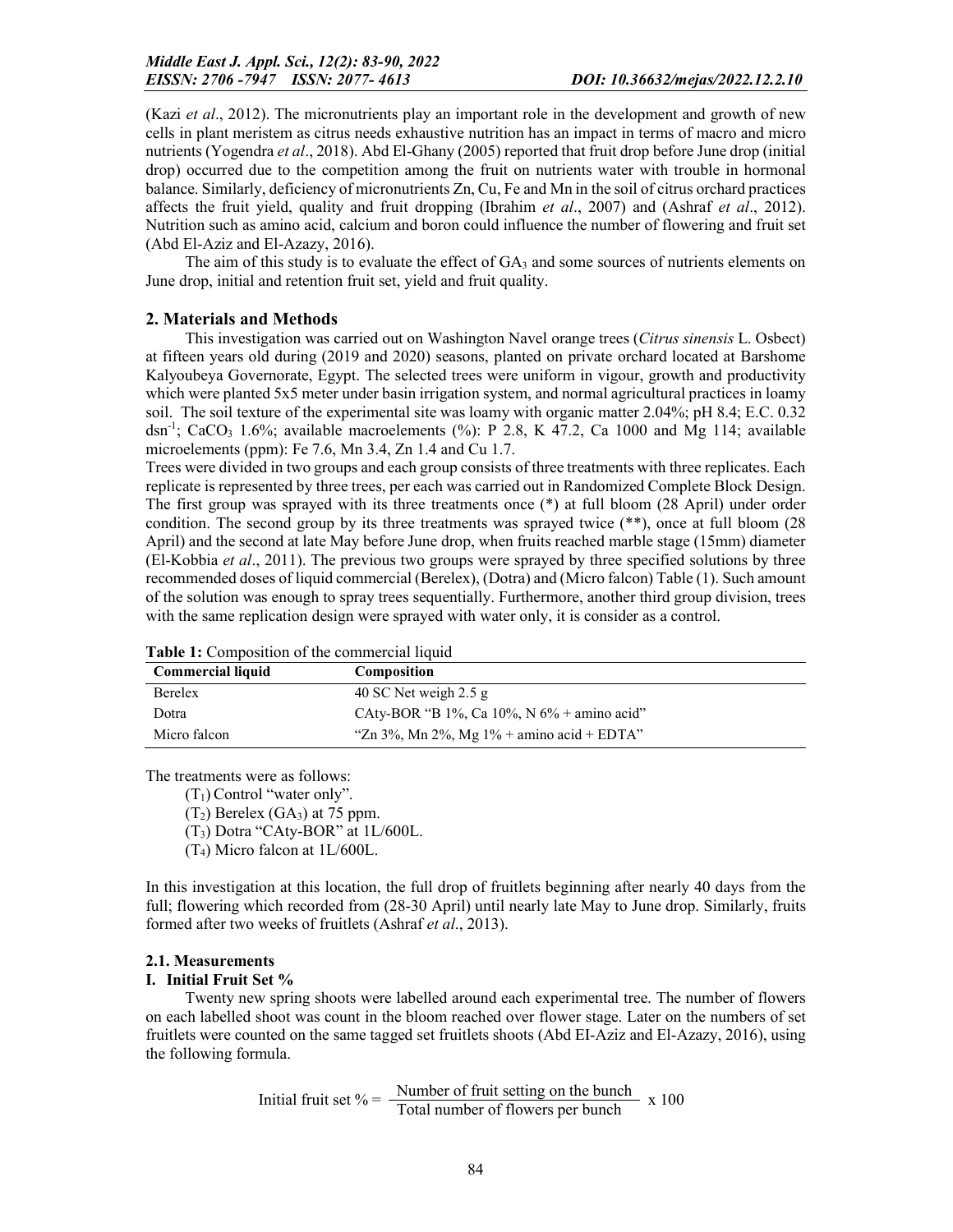(Kazi *et al*., 2012). The micronutrients play an important role in the development and growth of new cells in plant meristem as citrus needs exhaustive nutrition has an impact in terms of macro and micro nutrients (Yogendra *et al*., 2018). Abd El-Ghany (2005) reported that fruit drop before June drop (initial drop) occurred due to the competition among the fruit on nutrients water with trouble in hormonal balance. Similarly, deficiency of micronutrients Zn, Cu, Fe and Mn in the soil of citrus orchard practices affects the fruit yield, quality and fruit dropping (Ibrahim *et al*., 2007) and (Ashraf *et al*., 2012). Nutrition such as amino acid, calcium and boron could influence the number of flowering and fruit set (Abd El-Aziz and El-Azazy, 2016).

The aim of this study is to evaluate the effect of $GA_3$ and some sources of nutrients elements on June drop, initial and retention fruit set, yield and fruit quality.

## 2. Materials and Methods

This investigation was carried out on Washington Navel orange trees (*Citrus sinensis* L. Osbect) at fifteen years old during (2019 and 2020) seasons, planted on private orchard located at Barshome Kalyoubeya Governorate, Egypt. The selected trees were uniform in vigour, growth and productivity which were planted 5x5 meter under basin irrigation system, and normal agricultural practices in loamy soil. The soil texture of the experimental site was loamy with organic matter 2.04%; pH 8.4; E.C. 0.32 $dsn^{-1}$; $CaCO_3$ 1.6%; available macroelements (%): P 2.8, K 47.2, Ca 1000 and Mg 114; available microelements (ppm): Fe 7.6, Mn 3.4, Zn 1.4 and Cu 1.7.

Trees were divided in two groups and each group consists of three treatments with three replicates. Each replicate is represented by three trees, per each was carried out in Randomized Complete Block Design. The first group was sprayed with its three treatments once (*) at full bloom (28 April) under order condition. The second group by its three treatments was sprayed twice (**), once at full bloom (28 April) and the second at late May before June drop, when fruits reached marble stage (15mm) diameter (El-Kobbia *et al*., 2011). The previous two groups were sprayed by three specified solutions by three recommended doses of liquid commercial (Berelex), (Dotra) and (Micro falcon) Table (1). Such amount of the solution was enough to spray trees sequentially. Furthermore, another third group division, trees with the same replication design were sprayed with water only, it is consider as a control.

**Table 1:** Composition of the commercial liquid

| Commercial liquid | Composition |
|---|---|
| Berelex | 40 SC Net weigh 2.5 g |
| Dotra | CAty-BOR "B 1%, Ca 10%, N 6% + amino acid" |
| Micro falcon | "Zn 3%, Mn 2%, Mg 1% + amino acid + EDTA" |

The treatments were as follows:

($T_1$) Control "water only".
($T_2$) Berelex ($GA_3$) at 75 ppm.
($T_3$) Dotra "CAty-BOR" at 1L/600L.
($T_4$) Micro falcon at 1L/600L.

In this investigation at this location, the full drop of fruitlets beginning after nearly 40 days from the full; flowering which recorded from (28-30 April) until nearly late May to June drop. Similarly, fruits formed after two weeks of fruitlets (Ashraf *et al*., 2013).

### 2.1. Measurements

#### I. Initial Fruit Set %

Twenty new spring shoots were labelled around each experimental tree. The number of flowers on each labelled shoot was count in the bloom reached over flower stage. Later on the numbers of set fruitlets were counted on the same tagged set fruitlets shoots (Abd EI-Aziz and El-Azazy, 2016), using the following formula.

$$\text{Initial fruit set \%} = \frac{\text{Number of fruit setting on the bunch}}{\text{Total number of flowers per bunch}} \times 100$$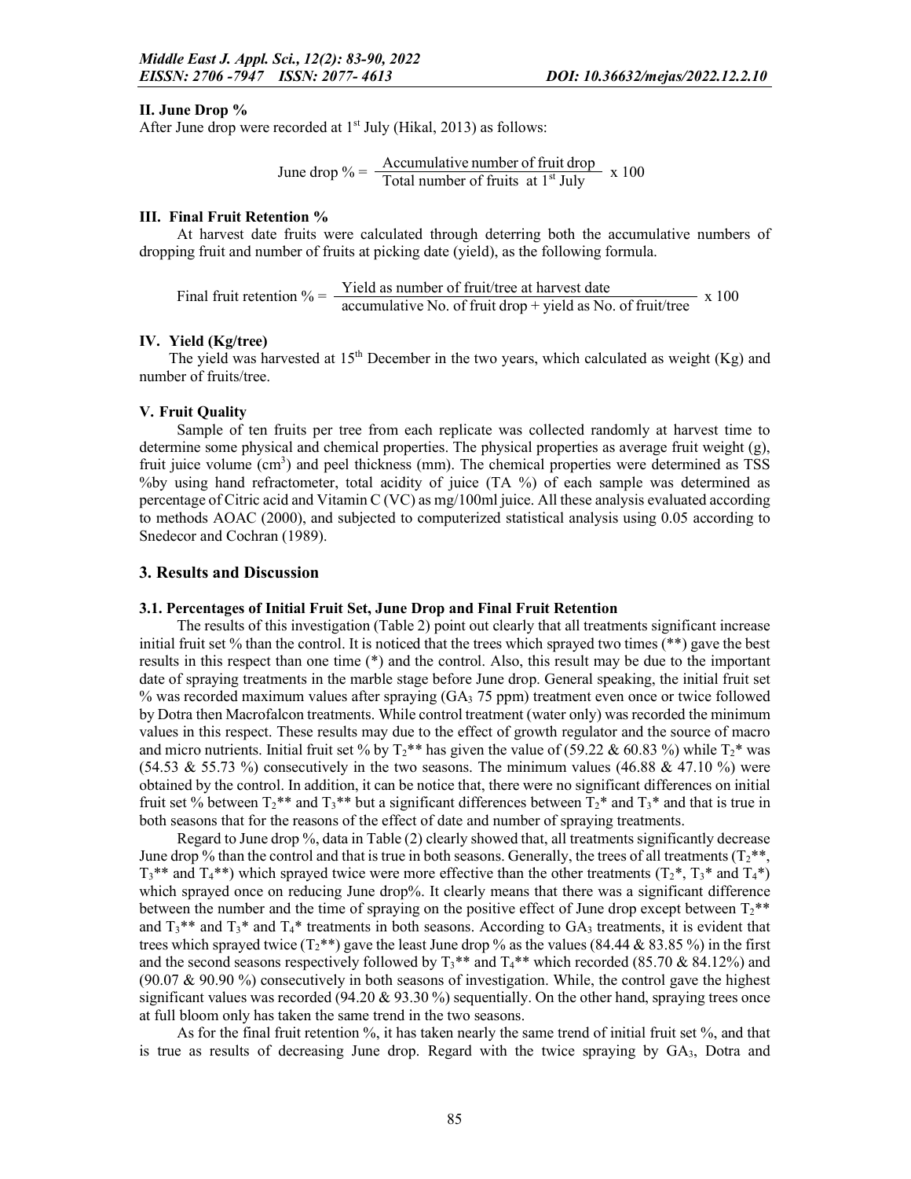#### II. June Drop %

After June drop were recorded at 1st July (Hikal, 2013) as follows:

$$\text{June drop \%} = \frac{\text{Accumulative number of fruit drop}}{\text{Total number of fruits at 1}^{\text{st}}\text{ July}} \times 100$$

#### III. Final Fruit Retention %

At harvest date fruits were calculated through deterring both the accumulative numbers of dropping fruit and number of fruits at picking date (yield), as the following formula.

$$\text{Final fruit retention \%} = \frac{\text{Yield as number of fruit/tree at harvest date}}{\text{accumulative No. of fruit drop + yield as No. of fruit/tree}} \times 100$$

#### IV. Yield (Kg/tree)

The yield was harvested at 15th December in the two years, which calculated as weight (Kg) and number of fruits/tree.

#### V. Fruit Quality

Sample of ten fruits per tree from each replicate was collected randomly at harvest time to determine some physical and chemical properties. The physical properties as average fruit weight (g), fruit juice volume ($cm^3$) and peel thickness (mm). The chemical properties were determined as TSS %by using hand refractometer, total acidity of juice (TA %) of each sample was determined as percentage of Citric acid and Vitamin C (VC) as mg/100ml juice. All these analysis evaluated according to methods AOAC (2000), and subjected to computerized statistical analysis using 0.05 according to Snedecor and Cochran (1989).

## 3. Results and Discussion

### 3.1. Percentages of Initial Fruit Set, June Drop and Final Fruit Retention

The results of this investigation (Table 2) point out clearly that all treatments significant increase initial fruit set % than the control. It is noticed that the trees which sprayed two times (**) gave the best results in this respect than one time (*) and the control. Also, this result may be due to the important date of spraying treatments in the marble stage before June drop. General speaking, the initial fruit set % was recorded maximum values after spraying ($GA_3$ 75 ppm) treatment even once or twice followed by Dotra then Macrofalcon treatments. While control treatment (water only) was recorded the minimum values in this respect. These results may due to the effect of growth regulator and the source of macro and micro nutrients. Initial fruit set % by $T_2$** has given the value of (59.22 & 60.83 %) while $T_2$* was (54.53 & 55.73 %) consecutively in the two seasons. The minimum values (46.88 & 47.10 %) were obtained by the control. In addition, it can be notice that, there were no significant differences on initial fruit set % between $T_2$** and $T_3$** but a significant differences between $T_2$* and $T_3$* and that is true in both seasons that for the reasons of the effect of date and number of spraying treatments.

Regard to June drop %, data in Table (2) clearly showed that, all treatments significantly decrease June drop % than the control and that is true in both seasons. Generally, the trees of all treatments ($T_2$**, $T_3$** and $T_4$**) which sprayed twice were more effective than the other treatments ($T_2$*, $T_3$* and $T_4$*) which sprayed once on reducing June drop%. It clearly means that there was a significant difference between the number and the time of spraying on the positive effect of June drop except between $T_2$** and $T_3$** and $T_3$* and $T_4$* treatments in both seasons. According to $GA_3$ treatments, it is evident that trees which sprayed twice ($T_2$**) gave the least June drop % as the values (84.44 & 83.85 %) in the first and the second seasons respectively followed by $T_3$** and $T_4$** which recorded (85.70 & 84.12%) and (90.07 & 90.90 %) consecutively in both seasons of investigation. While, the control gave the highest significant values was recorded (94.20 & 93.30 %) sequentially. On the other hand, spraying trees once at full bloom only has taken the same trend in the two seasons.

As for the final fruit retention %, it has taken nearly the same trend of initial fruit set %, and that is true as results of decreasing June drop. Regard with the twice spraying by $GA_3$, Dotra and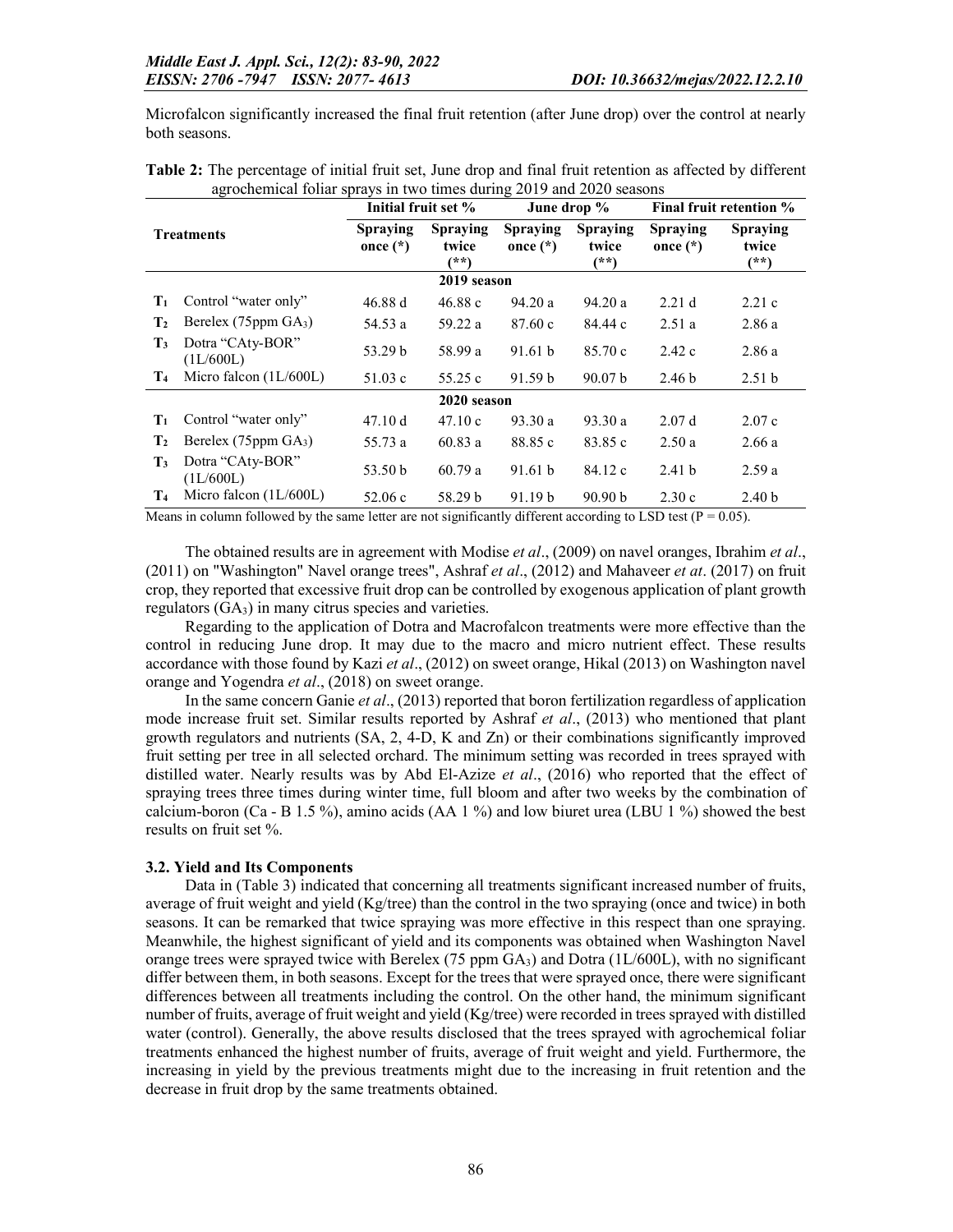Microfalcon significantly increased the final fruit retention (after June drop) over the control at nearly both seasons.

**Table 2:** The percentage of initial fruit set, June drop and final fruit retention as affected by different agrochemical foliar sprays in two times during 2019 and 2020 seasons

| Treatments | | Initial fruit set % | | June drop % | | Final fruit retention % | |
|---|---|---|---|---|---|---|---|
| | | Spraying once (*) | Spraying twice (**) | Spraying once (*) | Spraying twice (**) | Spraying once (*) | Spraying twice (**) |
| **2019 season** | | | | | | | |
| $T_1$ | Control "water only" | 46.88 d | 46.88 c | 94.20 a | 94.20 a | 2.21 d | 2.21 c |
| $T_2$ | Berelex (75ppm $GA_3$) | 54.53 a | 59.22 a | 87.60 c | 84.44 c | 2.51 a | 2.86 a |
| $T_3$ | Dotra "CAty-BOR" (1L/600L) | 53.29 b | 58.99 a | 91.61 b | 85.70 c | 2.42 c | 2.86 a |
| $T_4$ | Micro falcon (1L/600L) | 51.03 c | 55.25 c | 91.59 b | 90.07 b | 2.46 b | 2.51 b |
| **2020 season** | | | | | | | |
| $T_1$ | Control "water only" | 47.10 d | 47.10 c | 93.30 a | 93.30 a | 2.07 d | 2.07 c |
| $T_2$ | Berelex (75ppm $GA_3$) | 55.73 a | 60.83 a | 88.85 c | 83.85 c | 2.50 a | 2.66 a |
| $T_3$ | Dotra "CAty-BOR" (1L/600L) | 53.50 b | 60.79 a | 91.61 b | 84.12 c | 2.41 b | 2.59 a |
| $T_4$ | Micro falcon (1L/600L) | 52.06 c | 58.29 b | 91.19 b | 90.90 b | 2.30 c | 2.40 b |

Means in column followed by the same letter are not significantly different according to LSD test ($P = 0.05$).

The obtained results are in agreement with Modise *et al*., (2009) on navel oranges, Ibrahim *et al*., (2011) on "Washington" Navel orange trees", Ashraf *et al*., (2012) and Mahaveer *et at*. (2017) on fruit crop, they reported that excessive fruit drop can be controlled by exogenous application of plant growth regulators ($GA_3$) in many citrus species and varieties.

Regarding to the application of Dotra and Macrofalcon treatments were more effective than the control in reducing June drop. It may due to the macro and micro nutrient effect. These results accordance with those found by Kazi *et al*., (2012) on sweet orange, Hikal (2013) on Washington navel orange and Yogendra *et al*., (2018) on sweet orange.

In the same concern Ganie *et al*., (2013) reported that boron fertilization regardless of application mode increase fruit set. Similar results reported by Ashraf *et al*., (2013) who mentioned that plant growth regulators and nutrients (SA, 2, 4-D, K and Zn) or their combinations significantly improved fruit setting per tree in all selected orchard. The minimum setting was recorded in trees sprayed with distilled water. Nearly results was by Abd El-Azize *et al*., (2016) who reported that the effect of spraying trees three times during winter time, full bloom and after two weeks by the combination of calcium-boron (Ca - B 1.5 %), amino acids (AA 1 %) and low biuret urea (LBU 1 %) showed the best results on fruit set %.

### 3.2. Yield and Its Components

Data in (Table 3) indicated that concerning all treatments significant increased number of fruits, average of fruit weight and yield (Kg/tree) than the control in the two spraying (once and twice) in both seasons. It can be remarked that twice spraying was more effective in this respect than one spraying. Meanwhile, the highest significant of yield and its components was obtained when Washington Navel orange trees were sprayed twice with Berelex (75 ppm $GA_3$) and Dotra (1L/600L), with no significant differ between them, in both seasons. Except for the trees that were sprayed once, there were significant differences between all treatments including the control. On the other hand, the minimum significant number of fruits, average of fruit weight and yield (Kg/tree) were recorded in trees sprayed with distilled water (control). Generally, the above results disclosed that the trees sprayed with agrochemical foliar treatments enhanced the highest number of fruits, average of fruit weight and yield. Furthermore, the increasing in yield by the previous treatments might due to the increasing in fruit retention and the decrease in fruit drop by the same treatments obtained.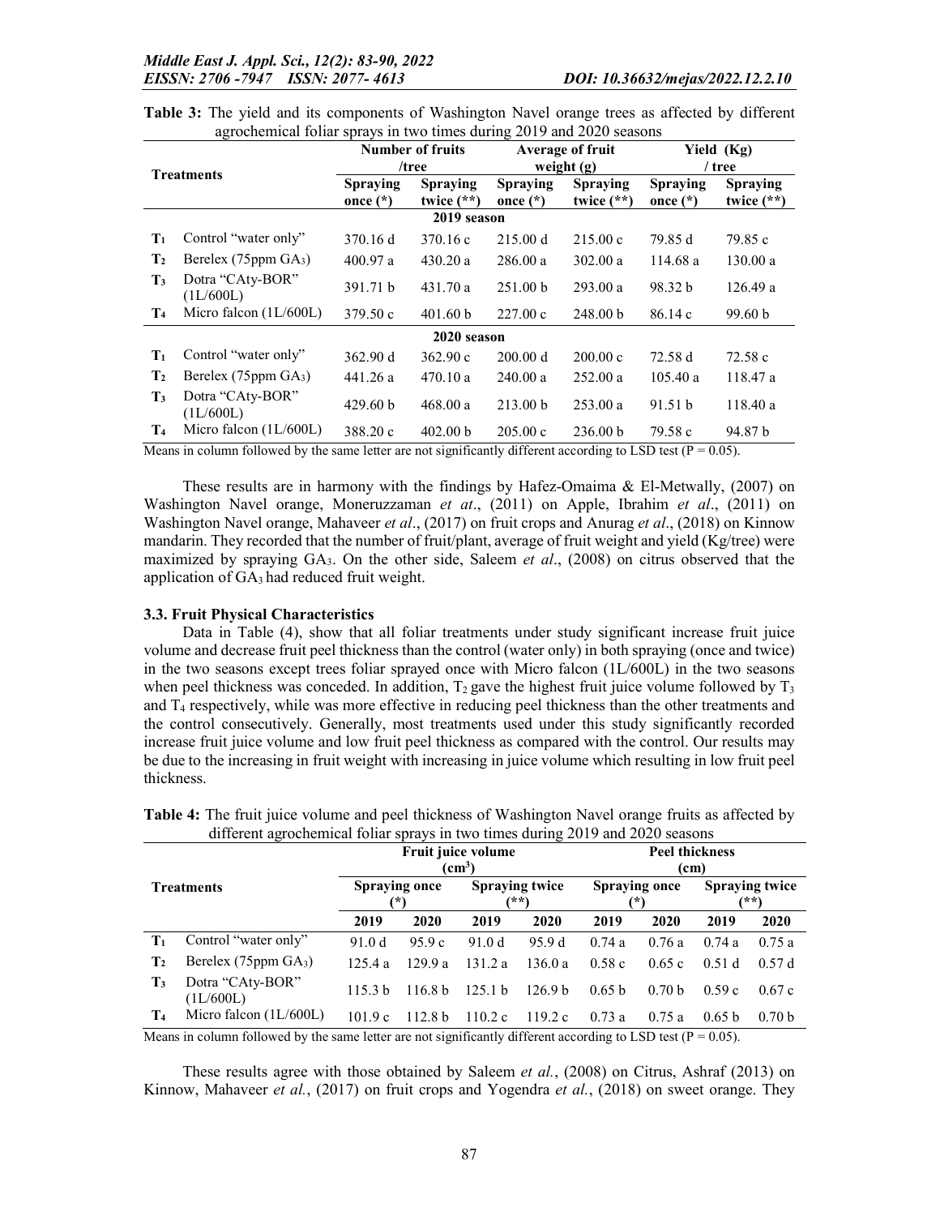**Table 3:** The yield and its components of Washington Navel orange trees as affected by different agrochemical foliar sprays in two times during 2019 and 2020 seasons

| Treatments | | Number of fruits /tree | | Average of fruit weight (g) | | Yield (Kg) / tree | |
|---|---|---|---|---|---|---|---|
| | | Spraying once (*) | Spraying twice (**) | Spraying once (*) | Spraying twice (**) | Spraying once (*) | Spraying twice (**) |
| **2019 season** | | | | | | | |
| $T_1$ | Control "water only" | 370.16 d | 370.16 c | 215.00 d | 215.00 c | 79.85 d | 79.85 c |
| $T_2$ | Berelex (75ppm $GA_3$) | 400.97 a | 430.20 a | 286.00 a | 302.00 a | 114.68 a | 130.00 a |
| $T_3$ | Dotra "CAty-BOR" (1L/600L) | 391.71 b | 431.70 a | 251.00 b | 293.00 a | 98.32 b | 126.49 a |
| $T_4$ | Micro falcon (1L/600L) | 379.50 c | 401.60 b | 227.00 c | 248.00 b | 86.14 c | 99.60 b |
| **2020 season** | | | | | | | |
| $T_1$ | Control "water only" | 362.90 d | 362.90 c | 200.00 d | 200.00 c | 72.58 d | 72.58 c |
| $T_2$ | Berelex (75ppm $GA_3$) | 441.26 a | 470.10 a | 240.00 a | 252.00 a | 105.40 a | 118.47 a |
| $T_3$ | Dotra "CAty-BOR" (1L/600L) | 429.60 b | 468.00 a | 213.00 b | 253.00 a | 91.51 b | 118.40 a |
| $T_4$ | Micro falcon (1L/600L) | 388.20 c | 402.00 b | 205.00 c | 236.00 b | 79.58 c | 94.87 b |

Means in column followed by the same letter are not significantly different according to LSD test ($P = 0.05$).

These results are in harmony with the findings by Hafez-Omaima & El-Metwally, (2007) on Washington Navel orange, Moneruzzaman *et at*., (2011) on Apple, Ibrahim *et al*., (2011) on Washington Navel orange, Mahaveer *et al*., (2017) on fruit crops and Anurag *et al*., (2018) on Kinnow mandarin. They recorded that the number of fruit/plant, average of fruit weight and yield (Kg/tree) were maximized by spraying $GA_3$. On the other side, Saleem *et al*., (2008) on citrus observed that the application of $GA_3$ had reduced fruit weight.

### 3.3. Fruit Physical Characteristics

Data in Table (4), show that all foliar treatments under study significant increase fruit juice volume and decrease fruit peel thickness than the control (water only) in both spraying (once and twice) in the two seasons except trees foliar sprayed once with Micro falcon (1L/600L) in the two seasons when peel thickness was conceded. In addition, $T_2$ gave the highest fruit juice volume followed by $T_3$ and $T_4$ respectively, while was more effective in reducing peel thickness than the other treatments and the control consecutively. Generally, most treatments used under this study significantly recorded increase fruit juice volume and low fruit peel thickness as compared with the control. Our results may be due to the increasing in fruit weight with increasing in juice volume which resulting in low fruit peel thickness.

**Table 4:** The fruit juice volume and peel thickness of Washington Navel orange fruits as affected by different agrochemical foliar sprays in two times during 2019 and 2020 seasons

| Treatments | | Fruit juice volume ($cm^3$) | | | | Peel thickness (cm) | | | |
|---|---|---|---|---|---|---|---|---|---|
| | | Spraying once (*) | | Spraying twice (**) | | Spraying once (*) | | Spraying twice (**) | |
| | | 2019 | 2020 | 2019 | 2020 | 2019 | 2020 | 2019 | 2020 |
| $T_1$ | Control "water only" | 91.0 d | 95.9 c | 91.0 d | 95.9 d | 0.74 a | 0.76 a | 0.74 a | 0.75 a |
| $T_2$ | Berelex (75ppm $GA_3$) | 125.4 a | 129.9 a | 131.2 a | 136.0 a | 0.58 c | 0.65 c | 0.51 d | 0.57 d |
| $T_3$ | Dotra "CAty-BOR" (1L/600L) | 115.3 b | 116.8 b | 125.1 b | 126.9 b | 0.65 b | 0.70 b | 0.59 c | 0.67 c |
| $T_4$ | Micro falcon (1L/600L) | 101.9 c | 112.8 b | 110.2 c | 119.2 c | 0.73 a | 0.75 a | 0.65 b | 0.70 b |

Means in column followed by the same letter are not significantly different according to LSD test ($P = 0.05$).

These results agree with those obtained by Saleem *et al.*, (2008) on Citrus, Ashraf (2013) on Kinnow, Mahaveer *et al.*, (2017) on fruit crops and Yogendra *et al.*, (2018) on sweet orange. They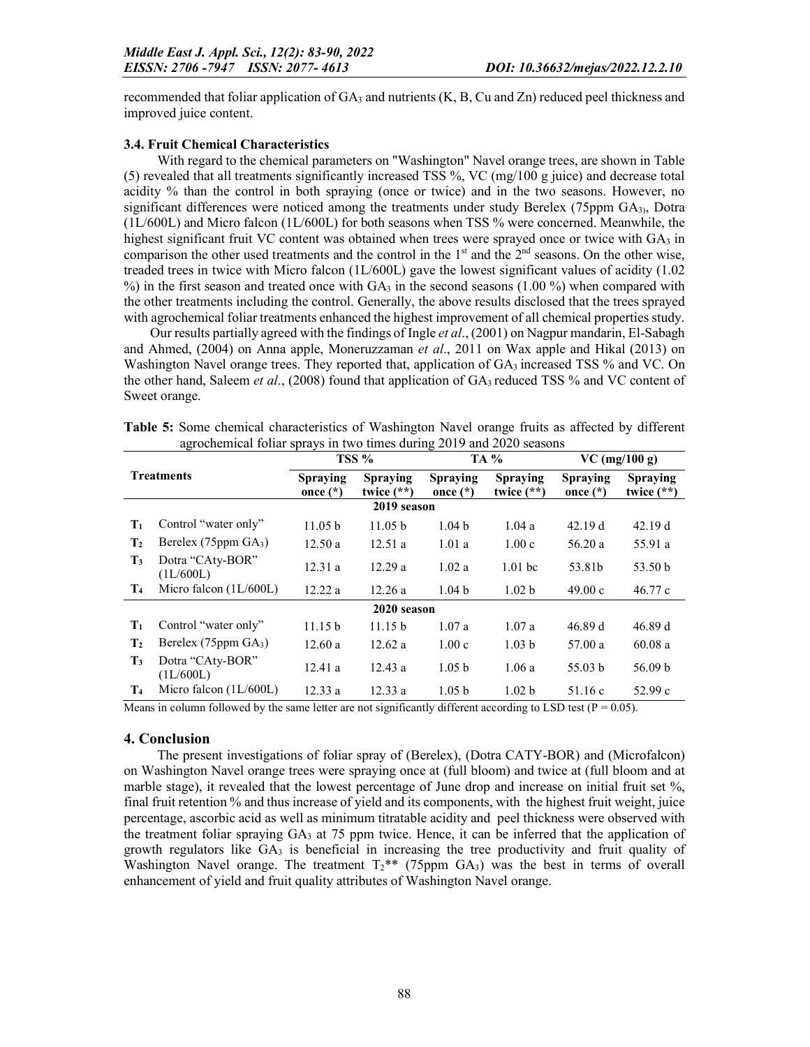recommended that foliar application of $GA_3$ and nutrients (K, B, Cu and Zn) reduced peel thickness and improved juice content.

### 3.4. Fruit Chemical Characteristics

With regard to the chemical parameters on "Washington" Navel orange trees, are shown in Table (5) revealed that all treatments significantly increased TSS %, VC (mg/100 g juice) and decrease total acidity % than the control in both spraying (once or twice) and in the two seasons. However, no significant differences were noticed among the treatments under study Berelex (75ppm $GA_3$), Dotra (1L/600L) and Micro falcon (1L/600L) for both seasons when TSS % were concerned. Meanwhile, the highest significant fruit VC content was obtained when trees were sprayed once or twice with $GA_3$ in comparison the other used treatments and the control in the 1st and the 2nd seasons. On the other wise, treaded trees in twice with Micro falcon (1L/600L) gave the lowest significant values of acidity (1.02 %) in the first season and treated once with $GA_3$ in the second seasons (1.00 %) when compared with the other treatments including the control. Generally, the above results disclosed that the trees sprayed with agrochemical foliar treatments enhanced the highest improvement of all chemical properties study.

Our results partially agreed with the findings of Ingle *et al*., (2001) on Nagpur mandarin, El-Sabagh and Ahmed, (2004) on Anna apple, Moneruzzaman *et al*., 2011 on Wax apple and Hikal (2013) on Washington Navel orange trees. They reported that, application of $GA_3$ increased TSS % and VC. On the other hand, Saleem *et al*., (2008) found that application of $GA_3$ reduced TSS % and VC content of Sweet orange.

**Table 5:** Some chemical characteristics of Washington Navel orange fruits as affected by different agrochemical foliar sprays in two times during 2019 and 2020 seasons

| Treatments | | TSS % | | TA % | | VC (mg/100 g) | |
|---|---|---|---|---|---|---|---|
| | | Spraying once (*) | Spraying twice (**) | Spraying once (*) | Spraying twice (**) | Spraying once (*) | Spraying twice (**) |
| **2019 season** | | | | | | | |
| $T_1$ | Control "water only" | 11.05 b | 11.05 b | 1.04 b | 1.04 a | 42.19 d | 42.19 d |
| $T_2$ | Berelex (75ppm $GA_3$) | 12.50 a | 12.51 a | 1.01 a | 1.00 c | 56.20 a | 55.91 a |
| $T_3$ | Dotra "CAty-BOR" (1L/600L) | 12.31 a | 12.29 a | 1.02 a | 1.01 bc | 53.81b | 53.50 b |
| $T_4$ | Micro falcon (1L/600L) | 12.22 a | 12.26 a | 1.04 b | 1.02 b | 49.00 c | 46.77 c |
| **2020 season** | | | | | | | |
| $T_1$ | Control "water only" | 11.15 b | 11.15 b | 1.07 a | 1.07 a | 46.89 d | 46.89 d |
| $T_2$ | Berelex (75ppm $GA_3$) | 12.60 a | 12.62 a | 1.00 c | 1.03 b | 57.00 a | 60.08 a |
| $T_3$ | Dotra "CAty-BOR" (1L/600L) | 12.41 a | 12.43 a | 1.05 b | 1.06 a | 55.03 b | 56.09 b |
| $T_4$ | Micro falcon (1L/600L) | 12.33 a | 12.33 a | 1.05 b | 1.02 b | 51.16 c | 52.99 c |

Means in column followed by the same letter are not significantly different according to LSD test ($P = 0.05$).

## 4. Conclusion

The present investigations of foliar spray of (Berelex), (Dotra CATY-BOR) and (Microfalcon) on Washington Navel orange trees were spraying once at (full bloom) and twice at (full bloom and at marble stage), it revealed that the lowest percentage of June drop and increase on initial fruit set %, final fruit retention % and thus increase of yield and its components, with the highest fruit weight, juice percentage, ascorbic acid as well as minimum titratable acidity and peel thickness were observed with the treatment foliar spraying $GA_3$ at 75 ppm twice. Hence, it can be inferred that the application of growth regulators like $GA_3$ is beneficial in increasing the tree productivity and fruit quality of Washington Navel orange. The treatment $T_2$** (75ppm $GA_3$) was the best in terms of overall enhancement of yield and fruit quality attributes of Washington Navel orange.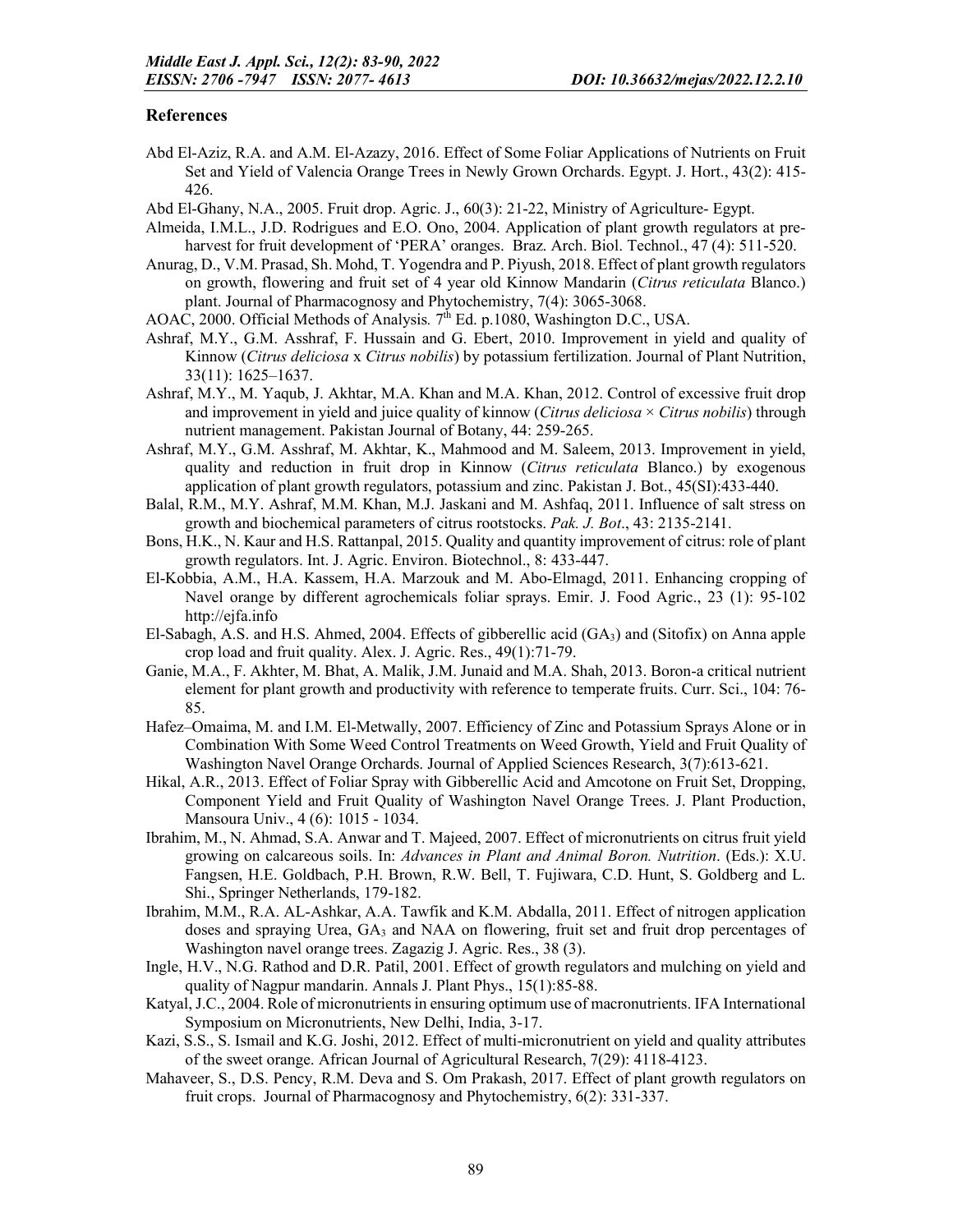## References

Abd El-Aziz, R.A. and A.M. El-Azazy, 2016. Effect of Some Foliar Applications of Nutrients on Fruit Set and Yield of Valencia Orange Trees in Newly Grown Orchards. Egypt. J. Hort., 43(2): 415-426.

Abd El-Ghany, N.A., 2005. Fruit drop. Agric. J., 60(3): 21-22, Ministry of Agriculture- Egypt.

Almeida, I.M.L., J.D. Rodrigues and E.O. Ono, 2004. Application of plant growth regulators at pre-harvest for fruit development of 'PERA' oranges. Braz. Arch. Biol. Technol., 47 (4): 511-520.

Anurag, D., V.M. Prasad, Sh. Mohd, T. Yogendra and P. Piyush, 2018. Effect of plant growth regulators on growth, flowering and fruit set of 4 year old Kinnow Mandarin (*Citrus reticulata* Blanco.) plant. Journal of Pharmacognosy and Phytochemistry, 7(4): 3065-3068.

AOAC, 2000. Official Methods of Analysis. 7th Ed. p.1080, Washington D.C., USA.

Ashraf, M.Y., G.M. Asshraf, F. Hussain and G. Ebert, 2010. Improvement in yield and quality of Kinnow (*Citrus deliciosa* x *Citrus nobilis*) by potassium fertilization. Journal of Plant Nutrition, 33(11): 1625–1637.

Ashraf, M.Y., M. Yaqub, J. Akhtar, M.A. Khan and M.A. Khan, 2012. Control of excessive fruit drop and improvement in yield and juice quality of kinnow (*Citrus deliciosa* × *Citrus nobilis*) through nutrient management. Pakistan Journal of Botany, 44: 259-265.

Ashraf, M.Y., G.M. Asshraf, M. Akhtar, K., Mahmood and M. Saleem, 2013. Improvement in yield, quality and reduction in fruit drop in Kinnow (*Citrus reticulata* Blanco.) by exogenous application of plant growth regulators, potassium and zinc. Pakistan J. Bot., 45(SI):433-440.

Balal, R.M., M.Y. Ashraf, M.M. Khan, M.J. Jaskani and M. Ashfaq, 2011. Influence of salt stress on growth and biochemical parameters of citrus rootstocks. *Pak. J. Bot*., 43: 2135-2141.

Bons, H.K., N. Kaur and H.S. Rattanpal, 2015. Quality and quantity improvement of citrus: role of plant growth regulators. Int. J. Agric. Environ. Biotechnol., 8: 433-447.

El-Kobbia, A.M., H.A. Kassem, H.A. Marzouk and M. Abo-Elmagd, 2011. Enhancing cropping of Navel orange by different agrochemicals foliar sprays. Emir. J. Food Agric., 23 (1): 95-102 http://ejfa.info

El-Sabagh, A.S. and H.S. Ahmed, 2004. Effects of gibberellic acid ($GA_3$) and (Sitofix) on Anna apple crop load and fruit quality. Alex. J. Agric. Res., 49(1):71-79.

Ganie, M.A., F. Akhter, M. Bhat, A. Malik, J.M. Junaid and M.A. Shah, 2013. Boron-a critical nutrient element for plant growth and productivity with reference to temperate fruits. Curr. Sci., 104: 76-85.

Hafez–Omaima, M. and I.M. El-Metwally, 2007. Efficiency of Zinc and Potassium Sprays Alone or in Combination With Some Weed Control Treatments on Weed Growth, Yield and Fruit Quality of Washington Navel Orange Orchards. Journal of Applied Sciences Research, 3(7):613-621.

Hikal, A.R., 2013. Effect of Foliar Spray with Gibberellic Acid and Amcotone on Fruit Set, Dropping, Component Yield and Fruit Quality of Washington Navel Orange Trees. J. Plant Production, Mansoura Univ., 4 (6): 1015 - 1034.

Ibrahim, M., N. Ahmad, S.A. Anwar and T. Majeed, 2007. Effect of micronutrients on citrus fruit yield growing on calcareous soils. In: *Advances in Plant and Animal Boron. Nutrition*. (Eds.): X.U. Fangsen, H.E. Goldbach, P.H. Brown, R.W. Bell, T. Fujiwara, C.D. Hunt, S. Goldberg and L. Shi., Springer Netherlands, 179-182.

Ibrahim, M.M., R.A. AL-Ashkar, A.A. Tawfik and K.M. Abdalla, 2011. Effect of nitrogen application doses and spraying Urea, $GA_3$ and NAA on flowering, fruit set and fruit drop percentages of Washington navel orange trees. Zagazig J. Agric. Res., 38 (3).

Ingle, H.V., N.G. Rathod and D.R. Patil, 2001. Effect of growth regulators and mulching on yield and quality of Nagpur mandarin. Annals J. Plant Phys., 15(1):85-88.

Katyal, J.C., 2004. Role of micronutrients in ensuring optimum use of macronutrients. IFA International Symposium on Micronutrients, New Delhi, India, 3-17.

Kazi, S.S., S. Ismail and K.G. Joshi, 2012. Effect of multi-micronutrient on yield and quality attributes of the sweet orange. African Journal of Agricultural Research, 7(29): 4118-4123.

Mahaveer, S., D.S. Pency, R.M. Deva and S. Om Prakash, 2017. Effect of plant growth regulators on fruit crops. Journal of Pharmacognosy and Phytochemistry, 6(2): 331-337.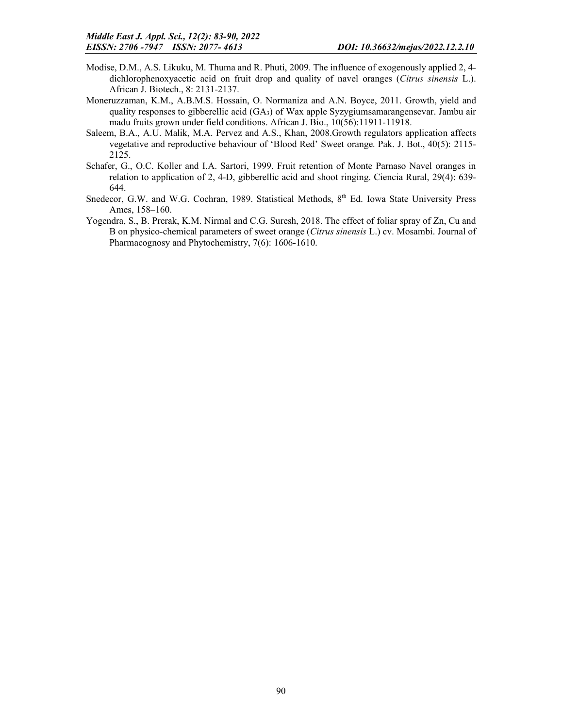Modise, D.M., A.S. Likuku, M. Thuma and R. Phuti, 2009. The influence of exogenously applied 2, 4-dichlorophenoxyacetic acid on fruit drop and quality of navel oranges (*Citrus sinensis* L.). African J. Biotech., 8: 2131-2137.

Moneruzzaman, K.M., A.B.M.S. Hossain, O. Normaniza and A.N. Boyce, 2011. Growth, yield and quality responses to gibberellic acid ($GA_3$) of Wax apple Syzygiumsamarangensevar. Jambu air madu fruits grown under field conditions. African J. Bio., 10(56):11911-11918.

Saleem, B.A., A.U. Malik, M.A. Pervez and A.S., Khan, 2008.Growth regulators application affects vegetative and reproductive behaviour of 'Blood Red' Sweet orange. Pak. J. Bot., 40(5): 2115-2125.

Schafer, G., O.C. Koller and I.A. Sartori, 1999. Fruit retention of Monte Parnaso Navel oranges in relation to application of 2, 4-D, gibberellic acid and shoot ringing. Ciencia Rural, 29(4): 639-644.

Snedecor, G.W. and W.G. Cochran, 1989. Statistical Methods, 8th Ed. Iowa State University Press Ames, 158–160.

Yogendra, S., B. Prerak, K.M. Nirmal and C.G. Suresh, 2018. The effect of foliar spray of Zn, Cu and B on physico-chemical parameters of sweet orange (*Citrus sinensis* L.) cv. Mosambi. Journal of Pharmacognosy and Phytochemistry, 7(6): 1606-1610.